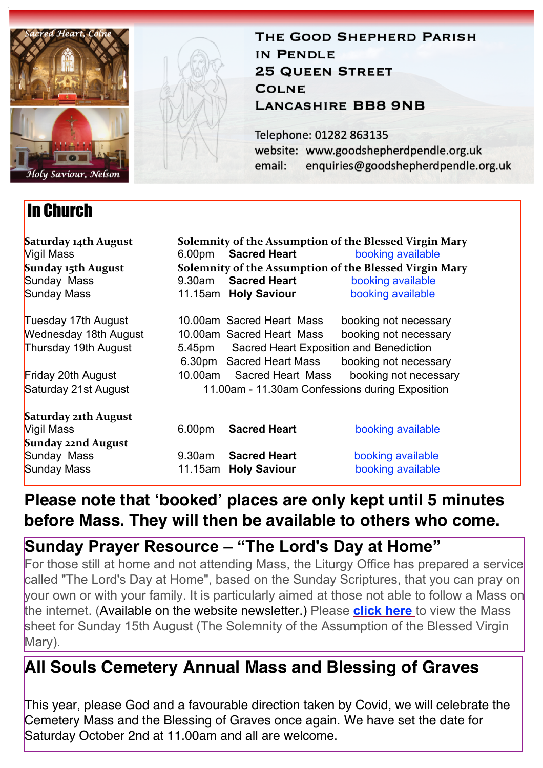Sacred Heart, Colne

Holy Saviour, Nelson

# The Good Shepherd Parish in Pendle
25 Queen Street
Colne
Lancashire BB8 9NB

Telephone: 01282 863135
website: www.goodshepherdpendle.org.uk
email: enquiries@goodshepherdpendle.org.uk

## In Church

| | | | |
|---|---|---|---|
| **Saturday 14th August** | **Solemnity of the Assumption of the Blessed Virgin Mary** | | |
| Vigil Mass | 6.00pm | **Sacred Heart** | booking available |
| **Sunday 15th August** | **Solemnity of the Assumption of the Blessed Virgin Mary** | | |
| Sunday Mass | 9.30am | **Sacred Heart** | booking available |
| Sunday Mass | 11.15am | **Holy Saviour** | booking available |
| Tuesday 17th August | 10.00am | Sacred Heart Mass | booking not necessary |
| Wednesday 18th August | 10.00am | Sacred Heart Mass | booking not necessary |
| Thursday 19th August | 5.45pm | Sacred Heart Exposition and Benediction | |
| | 6.30pm | Sacred Heart Mass | booking not necessary |
| Friday 20th August | 10.00am | Sacred Heart Mass | booking not necessary |
| Saturday 21st August | 11.00am - 11.30am Confessions during Exposition | | |
| **Saturday 21th August** | | | |
| Vigil Mass | 6.00pm | **Sacred Heart** | booking available |
| **Sunday 22nd August** | | | |
| Sunday Mass | 9.30am | **Sacred Heart** | booking available |
| Sunday Mass | 11.15am | **Holy Saviour** | booking available |

**Please note that 'booked' places are only kept until 5 minutes before Mass. They will then be available to others who come.**

## Sunday Prayer Resource – "The Lord's Day at Home"

For those still at home and not attending Mass, the Liturgy Office has prepared a service called "The Lord's Day at Home", based on the Sunday Scriptures, that you can pray on your own or with your family. It is particularly aimed at those not able to follow a Mass on the internet. (Available on the website newsletter.) Please **click here** to view the Mass sheet for Sunday 15th August (The Solemnity of the Assumption of the Blessed Virgin Mary).

## All Souls Cemetery Annual Mass and Blessing of Graves

This year, please God and a favourable direction taken by Covid, we will celebrate the Cemetery Mass and the Blessing of Graves once again. We have set the date for Saturday October 2nd at 11.00am and all are welcome.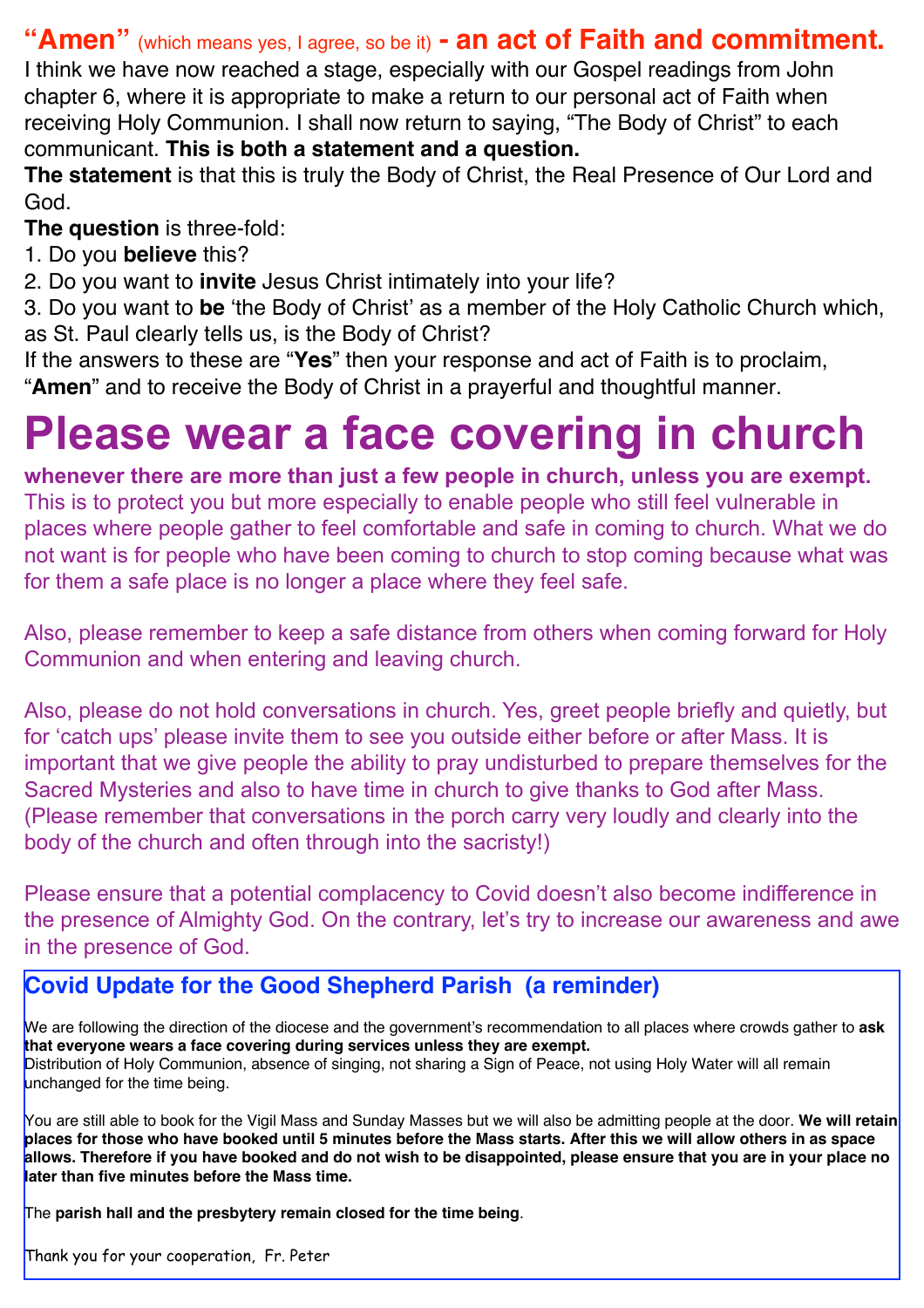## “Amen” (which means yes, I agree, so be it) - an act of Faith and commitment.

I think we have now reached a stage, especially with our Gospel readings from John chapter 6, where it is appropriate to make a return to our personal act of Faith when receiving Holy Communion. I shall now return to saying, “The Body of Christ” to each communicant. **This is both a statement and a question.**

**The statement** is that this is truly the Body of Christ, the Real Presence of Our Lord and God.

**The question** is three-fold:

1. Do you **believe** this?
2. Do you want to **invite** Jesus Christ intimately into your life?
3. Do you want to **be** ‘the Body of Christ’ as a member of the Holy Catholic Church which, as St. Paul clearly tells us, is the Body of Christ?

If the answers to these are “**Yes**” then your response and act of Faith is to proclaim, “**Amen**” and to receive the Body of Christ in a prayerful and thoughtful manner.

# Please wear a face covering in church

**whenever there are more than just a few people in church, unless you are exempt.** This is to protect you but more especially to enable people who still feel vulnerable in places where people gather to feel comfortable and safe in coming to church. What we do not want is for people who have been coming to church to stop coming because what was for them a safe place is no longer a place where they feel safe.

Also, please remember to keep a safe distance from others when coming forward for Holy Communion and when entering and leaving church.

Also, please do not hold conversations in church. Yes, greet people briefly and quietly, but for ‘catch ups’ please invite them to see you outside either before or after Mass. It is important that we give people the ability to pray undisturbed to prepare themselves for the Sacred Mysteries and also to have time in church to give thanks to God after Mass. (Please remember that conversations in the porch carry very loudly and clearly into the body of the church and often through into the sacristy!)

Please ensure that a potential complacency to Covid doesn’t also become indifference in the presence of Almighty God. On the contrary, let’s try to increase our awareness and awe in the presence of God.

### Covid Update for the Good Shepherd Parish (a reminder)

We are following the direction of the diocese and the government’s recommendation to all places where crowds gather to **ask that everyone wears a face covering during services unless they are exempt.** Distribution of Holy Communion, absence of singing, not sharing a Sign of Peace, not using Holy Water will all remain unchanged for the time being.

You are still able to book for the Vigil Mass and Sunday Masses but we will also be admitting people at the door. **We will retain places for those who have booked until 5 minutes before the Mass starts. After this we will allow others in as space allows. Therefore if you have booked and do not wish to be disappointed, please ensure that you are in your place no later than five minutes before the Mass time.**

The **parish hall and the presbytery remain closed for the time being**.

Thank you for your cooperation, Fr. Peter